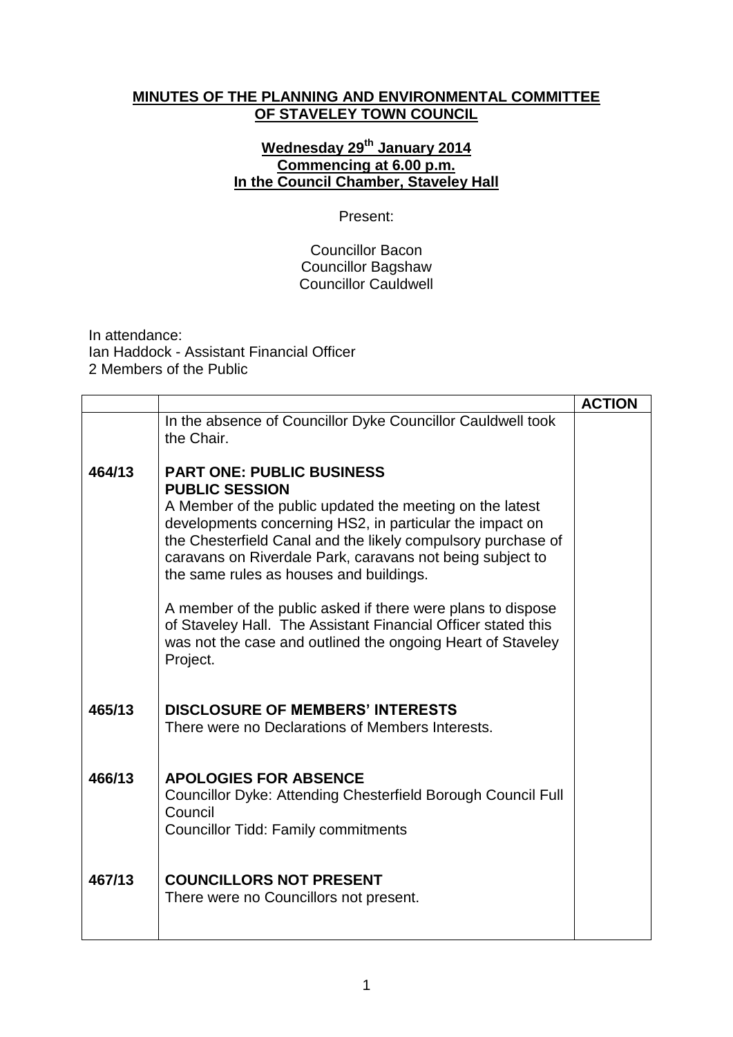**MINUTES OF THE PLANNING AND ENVIRONMENTAL COMMITTEE OF STAVELEY TOWN COUNCIL**

**Wednesday 29th January 2014**
**Commencing at 6.00 p.m.**
**In the Council Chamber, Staveley Hall**

Present:

Councillor Bacon
Councillor Bagshaw
Councillor Cauldwell

In attendance:
Ian Haddock - Assistant Financial Officer
2 Members of the Public

| | | **ACTION** |
|---|---|---|
| | In the absence of Councillor Dyke Councillor Cauldwell took the Chair. | |
| **464/13** | **PART ONE: PUBLIC BUSINESS**<br>**PUBLIC SESSION**<br>A Member of the public updated the meeting on the latest developments concerning HS2, in particular the impact on the Chesterfield Canal and the likely compulsory purchase of caravans on Riverdale Park, caravans not being subject to the same rules as houses and buildings.<br><br>A member of the public asked if there were plans to dispose of Staveley Hall. The Assistant Financial Officer stated this was not the case and outlined the ongoing Heart of Staveley Project. | |
| **465/13** | **DISCLOSURE OF MEMBERS' INTERESTS**<br>There were no Declarations of Members Interests. | |
| **466/13** | **APOLOGIES FOR ABSENCE**<br>Councillor Dyke: Attending Chesterfield Borough Council Full Council<br>Councillor Tidd: Family commitments | |
| **467/13** | **COUNCILLORS NOT PRESENT**<br>There were no Councillors not present. | |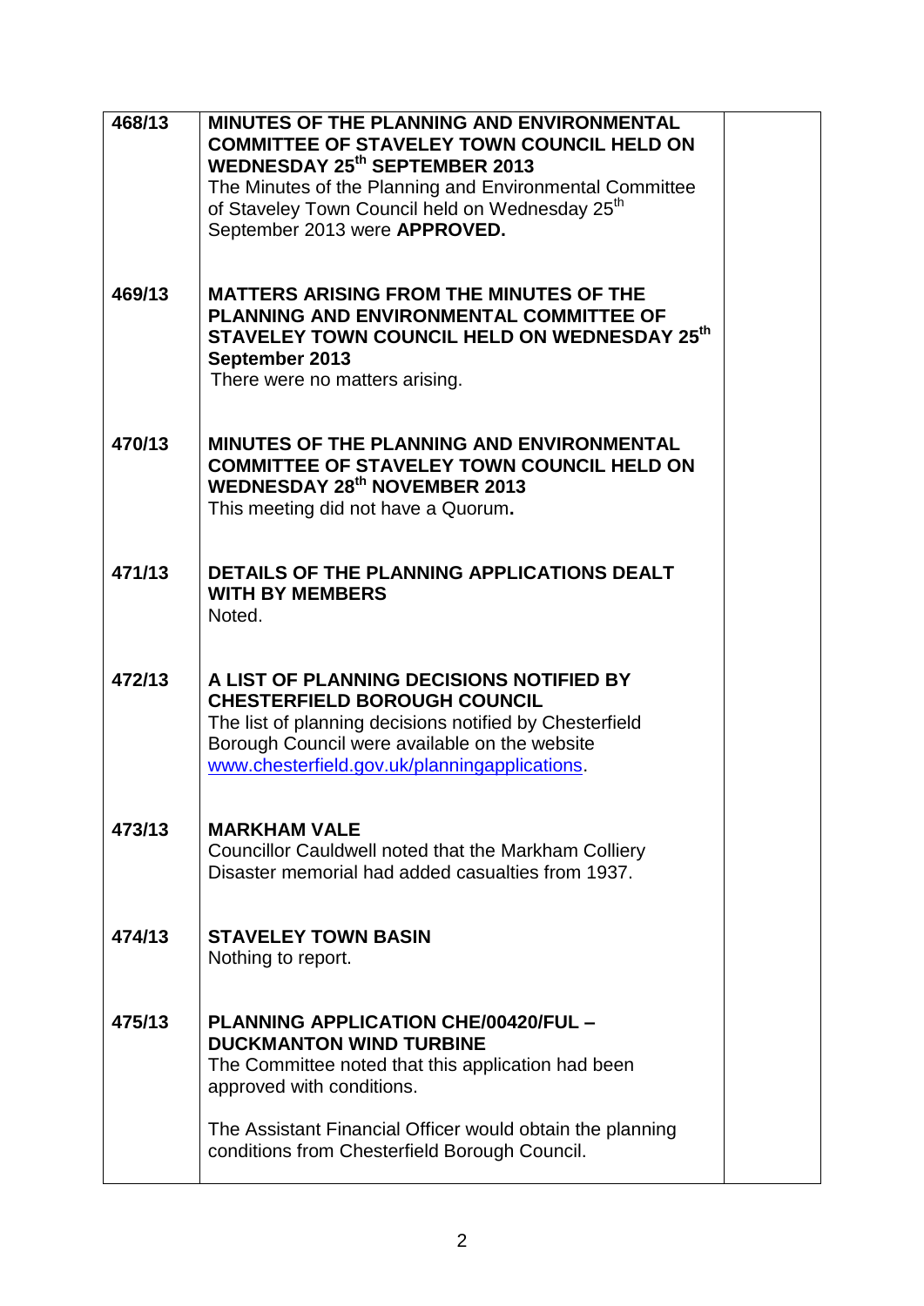| | | |
|---|---|---|
| 468/13 | **MINUTES OF THE PLANNING AND ENVIRONMENTAL COMMITTEE OF STAVELEY TOWN COUNCIL HELD ON WEDNESDAY 25th SEPTEMBER 2013**<br>The Minutes of the Planning and Environmental Committee of Staveley Town Council held on Wednesday 25th September 2013 were **APPROVED.** | |
| 469/13 | **MATTERS ARISING FROM THE MINUTES OF THE PLANNING AND ENVIRONMENTAL COMMITTEE OF STAVELEY TOWN COUNCIL HELD ON WEDNESDAY 25th September 2013**<br>There were no matters arising. | |
| 470/13 | **MINUTES OF THE PLANNING AND ENVIRONMENTAL COMMITTEE OF STAVELEY TOWN COUNCIL HELD ON WEDNESDAY 28th NOVEMBER 2013**<br>This meeting did not have a Quorum**.** | |
| 471/13 | **DETAILS OF THE PLANNING APPLICATIONS DEALT WITH BY MEMBERS**<br>Noted. | |
| 472/13 | **A LIST OF PLANNING DECISIONS NOTIFIED BY CHESTERFIELD BOROUGH COUNCIL**<br>The list of planning decisions notified by Chesterfield Borough Council were available on the website [www.chesterfield.gov.uk/planningapplications](http://www.chesterfield.gov.uk/planningapplications). | |
| 473/13 | **MARKHAM VALE**<br>Councillor Cauldwell noted that the Markham Colliery Disaster memorial had added casualties from 1937. | |
| 474/13 | **STAVELEY TOWN BASIN**<br>Nothing to report. | |
| 475/13 | **PLANNING APPLICATION CHE/00420/FUL – DUCKMANTON WIND TURBINE**<br>The Committee noted that this application had been approved with conditions.<br><br>The Assistant Financial Officer would obtain the planning conditions from Chesterfield Borough Council. | |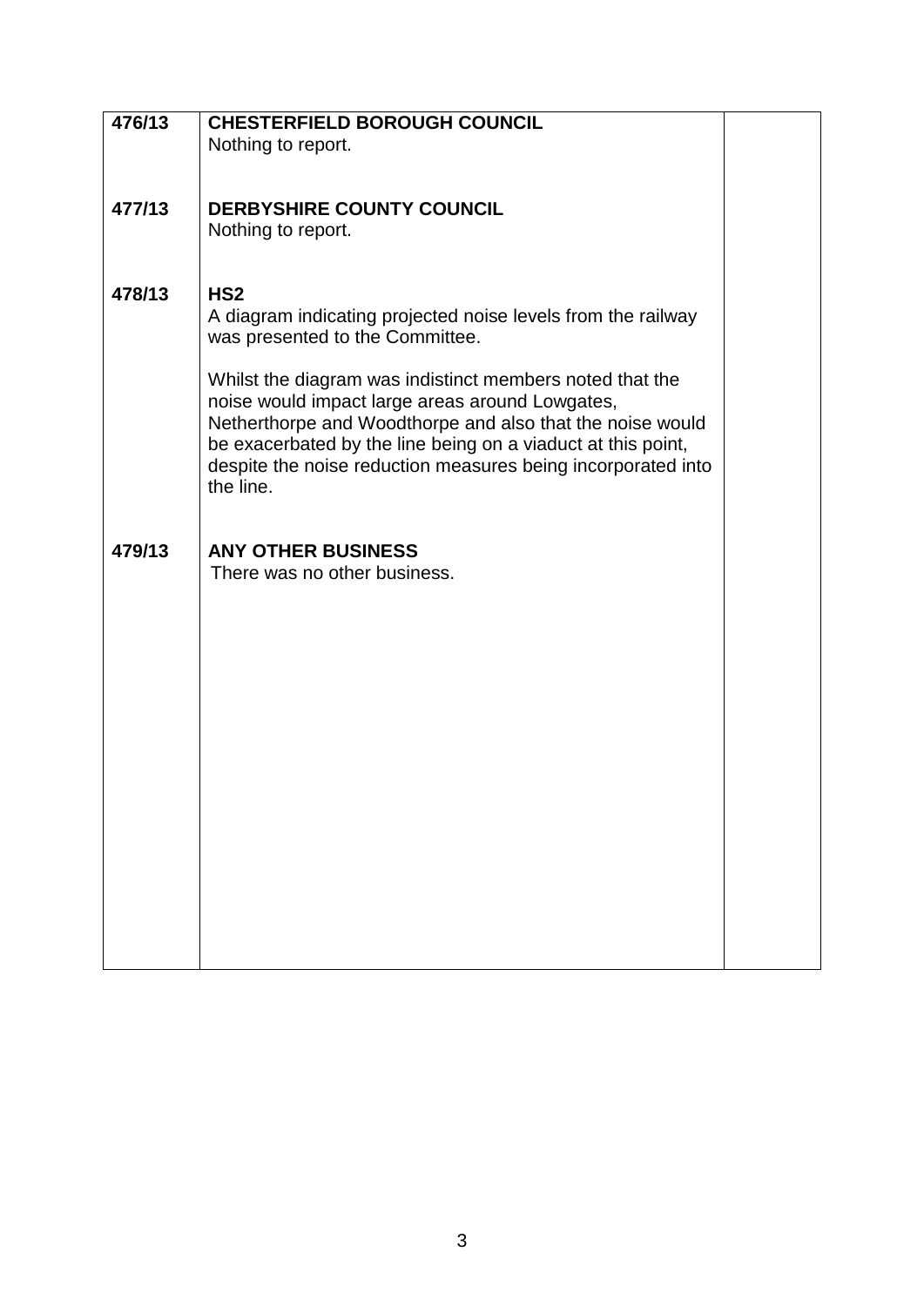| | | |
|---|---|---|
| **476/13** | **CHESTERFIELD BOROUGH COUNCIL**<br>Nothing to report. | |
| **477/13** | **DERBYSHIRE COUNTY COUNCIL**<br>Nothing to report. | |
| **478/13** | **HS2**<br>A diagram indicating projected noise levels from the railway was presented to the Committee.<br><br>Whilst the diagram was indistinct members noted that the noise would impact large areas around Lowgates, Netherthorpe and Woodthorpe and also that the noise would be exacerbated by the line being on a viaduct at this point, despite the noise reduction measures being incorporated into the line. | |
| **479/13** | **ANY OTHER BUSINESS**<br>There was no other business. | |